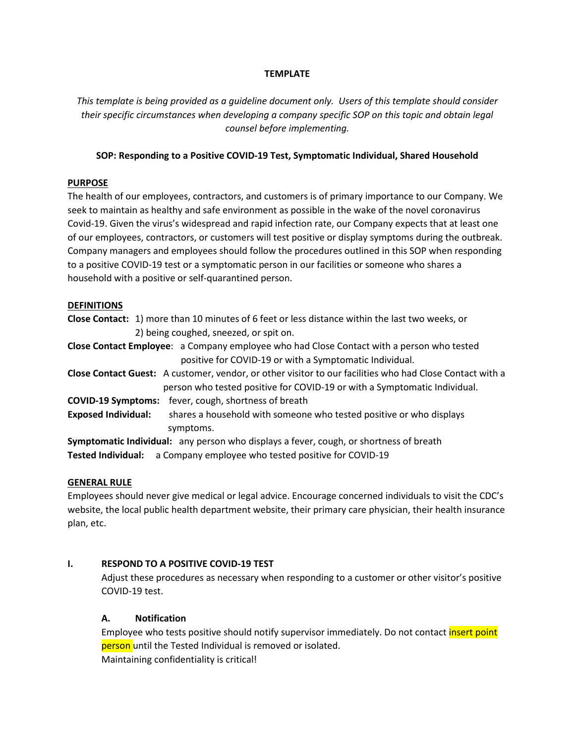**TEMPLATE**

*This template is being provided as a guideline document only. Users of this template should consider their specific circumstances when developing a company specific SOP on this topic and obtain legal counsel before implementing.*

**SOP: Responding to a Positive COVID-19 Test, Symptomatic Individual, Shared Household**

**PURPOSE**

The health of our employees, contractors, and customers is of primary importance to our Company. We seek to maintain as healthy and safe environment as possible in the wake of the novel coronavirus Covid-19. Given the virus's widespread and rapid infection rate, our Company expects that at least one of our employees, contractors, or customers will test positive or display symptoms during the outbreak. Company managers and employees should follow the procedures outlined in this SOP when responding to a positive COVID-19 test or a symptomatic person in our facilities or someone who shares a household with a positive or self-quarantined person.

**DEFINITIONS**

**Close Contact:** 1) more than 10 minutes of 6 feet or less distance within the last two weeks, or 2) being coughed, sneezed, or spit on.

**Close Contact Employee**: a Company employee who had Close Contact with a person who tested positive for COVID-19 or with a Symptomatic Individual.

**Close Contact Guest:** A customer, vendor, or other visitor to our facilities who had Close Contact with a person who tested positive for COVID-19 or with a Symptomatic Individual.

**COVID-19 Symptoms:** fever, cough, shortness of breath

**Exposed Individual:** shares a household with someone who tested positive or who displays symptoms.

**Symptomatic Individual:** any person who displays a fever, cough, or shortness of breath

**Tested Individual:** a Company employee who tested positive for COVID-19

**GENERAL RULE**

Employees should never give medical or legal advice. Encourage concerned individuals to visit the CDC's website, the local public health department website, their primary care physician, their health insurance plan, etc.

## I. RESPOND TO A POSITIVE COVID-19 TEST

Adjust these procedures as necessary when responding to a customer or other visitor's positive COVID-19 test.

### A. Notification

Employee who tests positive should notify supervisor immediately. Do not contact insert point person until the Tested Individual is removed or isolated.

Maintaining confidentiality is critical!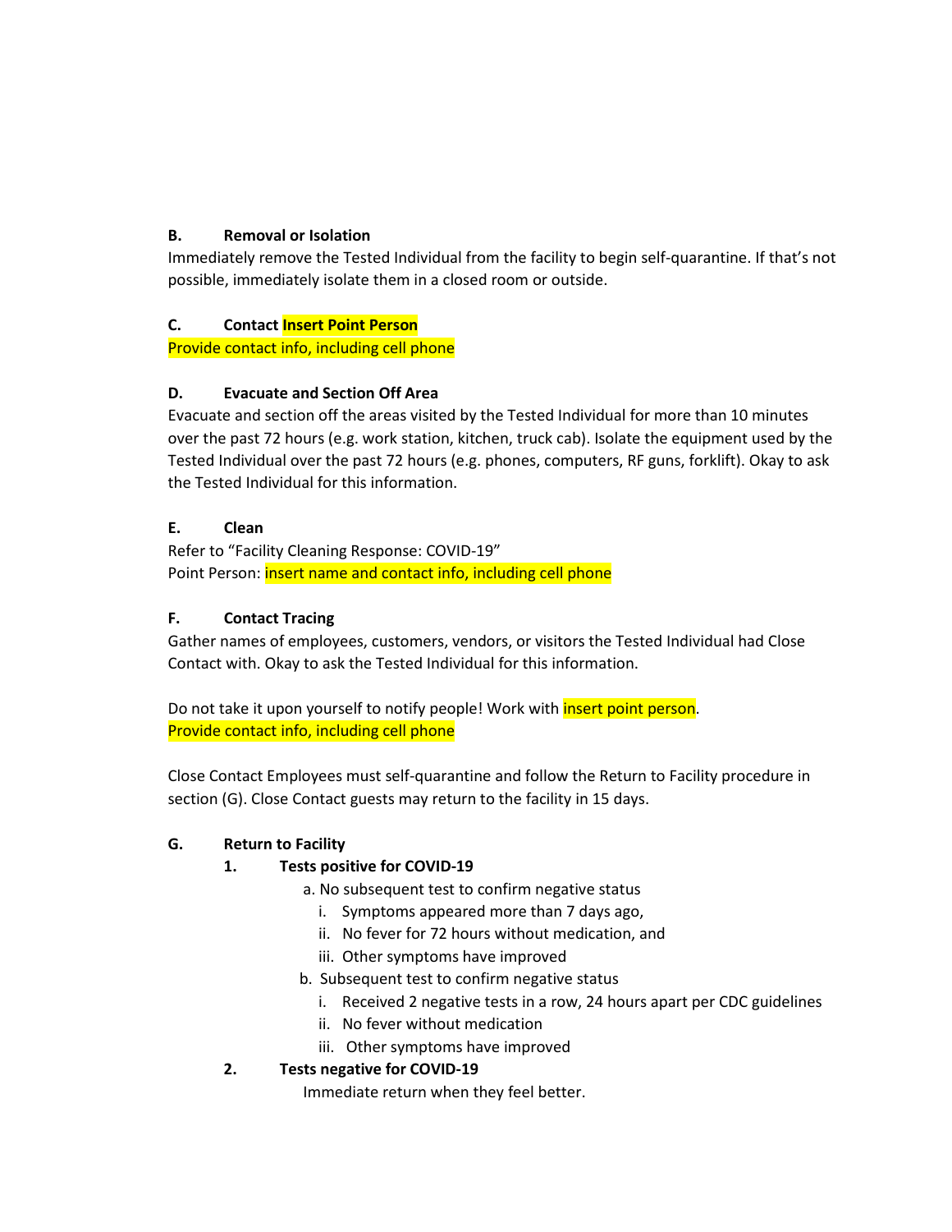### B. Removal or Isolation

Immediately remove the Tested Individual from the facility to begin self-quarantine. If that's not possible, immediately isolate them in a closed room or outside.

### C. Contact Insert Point Person

Provide contact info, including cell phone

### D. Evacuate and Section Off Area

Evacuate and section off the areas visited by the Tested Individual for more than 10 minutes over the past 72 hours (e.g. work station, kitchen, truck cab). Isolate the equipment used by the Tested Individual over the past 72 hours (e.g. phones, computers, RF guns, forklift). Okay to ask the Tested Individual for this information.

### E. Clean

Refer to "Facility Cleaning Response: COVID-19"
Point Person: insert name and contact info, including cell phone

### F. Contact Tracing

Gather names of employees, customers, vendors, or visitors the Tested Individual had Close Contact with. Okay to ask the Tested Individual for this information.

Do not take it upon yourself to notify people! Work with insert point person.
Provide contact info, including cell phone

Close Contact Employees must self-quarantine and follow the Return to Facility procedure in section (G). Close Contact guests may return to the facility in 15 days.

### G. Return to Facility

**1. Tests positive for COVID-19**

a. No subsequent test to confirm negative status
   i. Symptoms appeared more than 7 days ago,
   ii. No fever for 72 hours without medication, and
   iii. Other symptoms have improved

b. Subsequent test to confirm negative status
   i. Received 2 negative tests in a row, 24 hours apart per CDC guidelines
   ii. No fever without medication
   iii. Other symptoms have improved

**2. Tests negative for COVID-19**

Immediate return when they feel better.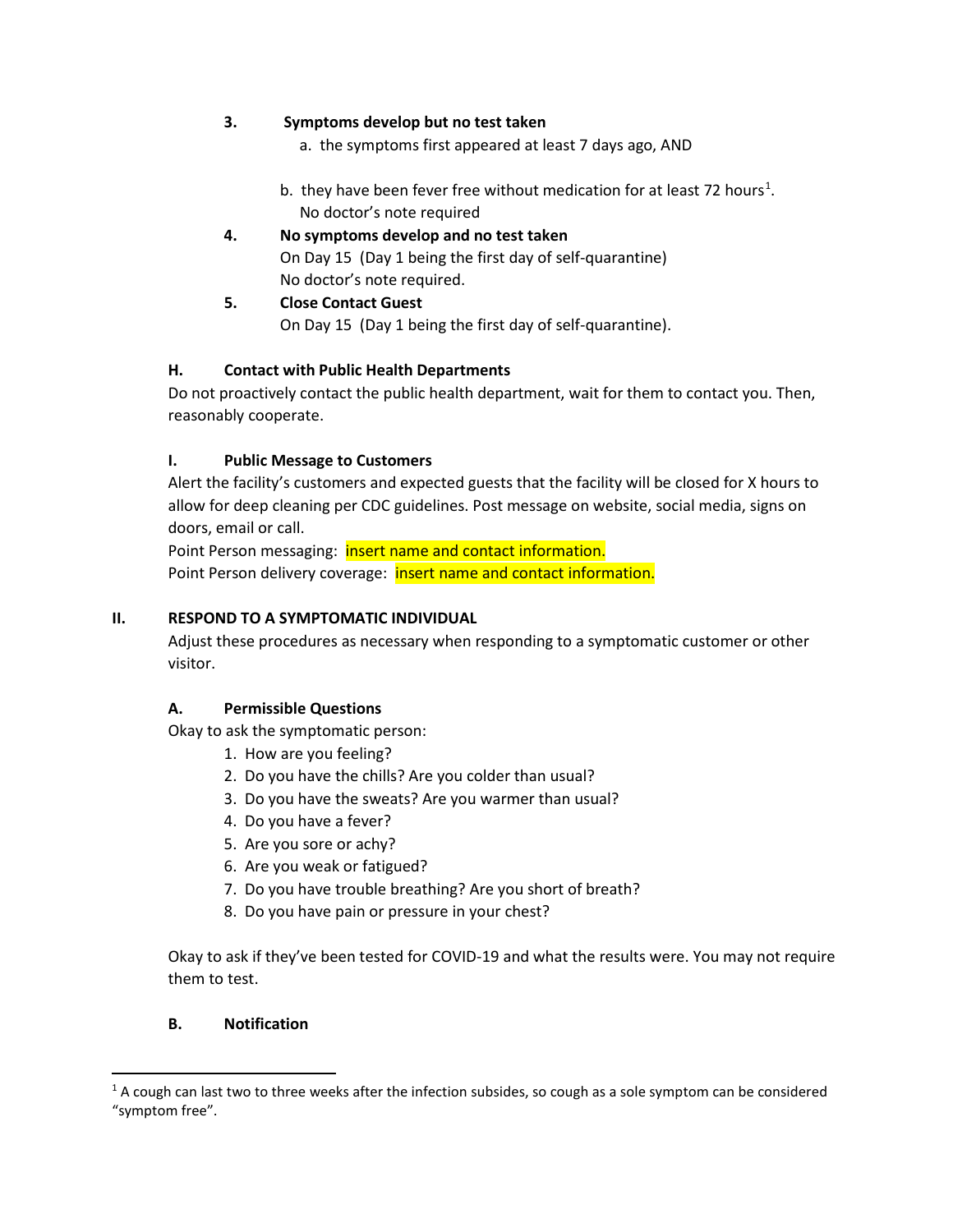3. **Symptoms develop but no test taken**
   a. the symptoms first appeared at least 7 days ago, AND

   b. they have been fever free without medication for at least 72 hours[1].
   No doctor's note required

4. **No symptoms develop and no test taken**
   On Day 15 (Day 1 being the first day of self-quarantine)
   No doctor's note required.

5. **Close Contact Guest**
   On Day 15 (Day 1 being the first day of self-quarantine).

### H. Contact with Public Health Departments

Do not proactively contact the public health department, wait for them to contact you. Then, reasonably cooperate.

### I. Public Message to Customers

Alert the facility's customers and expected guests that the facility will be closed for X hours to allow for deep cleaning per CDC guidelines. Post message on website, social media, signs on doors, email or call.

Point Person messaging: insert name and contact information.

Point Person delivery coverage: insert name and contact information.

## II. RESPOND TO A SYMPTOMATIC INDIVIDUAL

Adjust these procedures as necessary when responding to a symptomatic customer or other visitor.

### A. Permissible Questions

Okay to ask the symptomatic person:

1. How are you feeling?
2. Do you have the chills? Are you colder than usual?
3. Do you have the sweats? Are you warmer than usual?
4. Do you have a fever?
5. Are you sore or achy?
6. Are you weak or fatigued?
7. Do you have trouble breathing? Are you short of breath?
8. Do you have pain or pressure in your chest?

Okay to ask if they've been tested for COVID-19 and what the results were. You may not require them to test.

### B. Notification

---

[1] A cough can last two to three weeks after the infection subsides, so cough as a sole symptom can be considered "symptom free".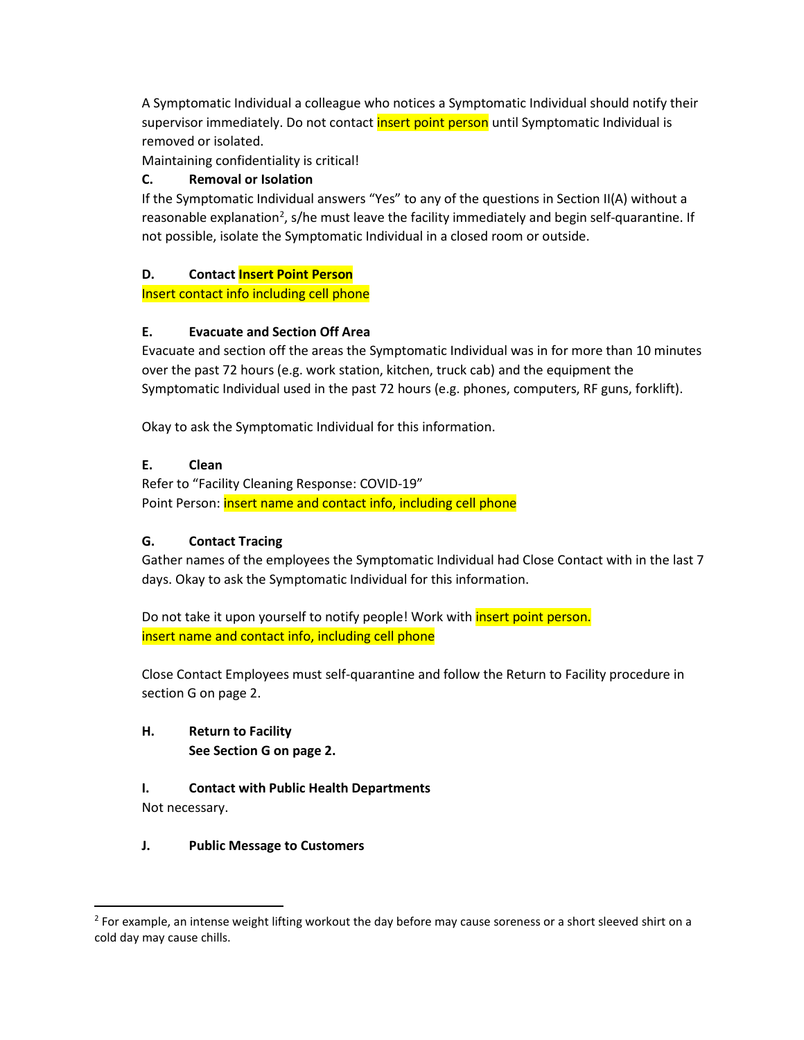A Symptomatic Individual a colleague who notices a Symptomatic Individual should notify their supervisor immediately. Do not contact insert point person until Symptomatic Individual is removed or isolated.

Maintaining confidentiality is critical!

**C. Removal or Isolation**

If the Symptomatic Individual answers "Yes" to any of the questions in Section II(A) without a reasonable explanation[2], s/he must leave the facility immediately and begin self-quarantine. If not possible, isolate the Symptomatic Individual in a closed room or outside.

**D. Contact Insert Point Person**

Insert contact info including cell phone

**E. Evacuate and Section Off Area**

Evacuate and section off the areas the Symptomatic Individual was in for more than 10 minutes over the past 72 hours (e.g. work station, kitchen, truck cab) and the equipment the Symptomatic Individual used in the past 72 hours (e.g. phones, computers, RF guns, forklift).

Okay to ask the Symptomatic Individual for this information.

**E. Clean**

Refer to "Facility Cleaning Response: COVID-19"

Point Person: insert name and contact info, including cell phone

**G. Contact Tracing**

Gather names of the employees the Symptomatic Individual had Close Contact with in the last 7 days. Okay to ask the Symptomatic Individual for this information.

Do not take it upon yourself to notify people! Work with insert point person.
insert name and contact info, including cell phone

Close Contact Employees must self-quarantine and follow the Return to Facility procedure in section G on page 2.

**H. Return to Facility**
**See Section G on page 2.**

**I. Contact with Public Health Departments**

Not necessary.

**J. Public Message to Customers**

---

[2] For example, an intense weight lifting workout the day before may cause soreness or a short sleeved shirt on a cold day may cause chills.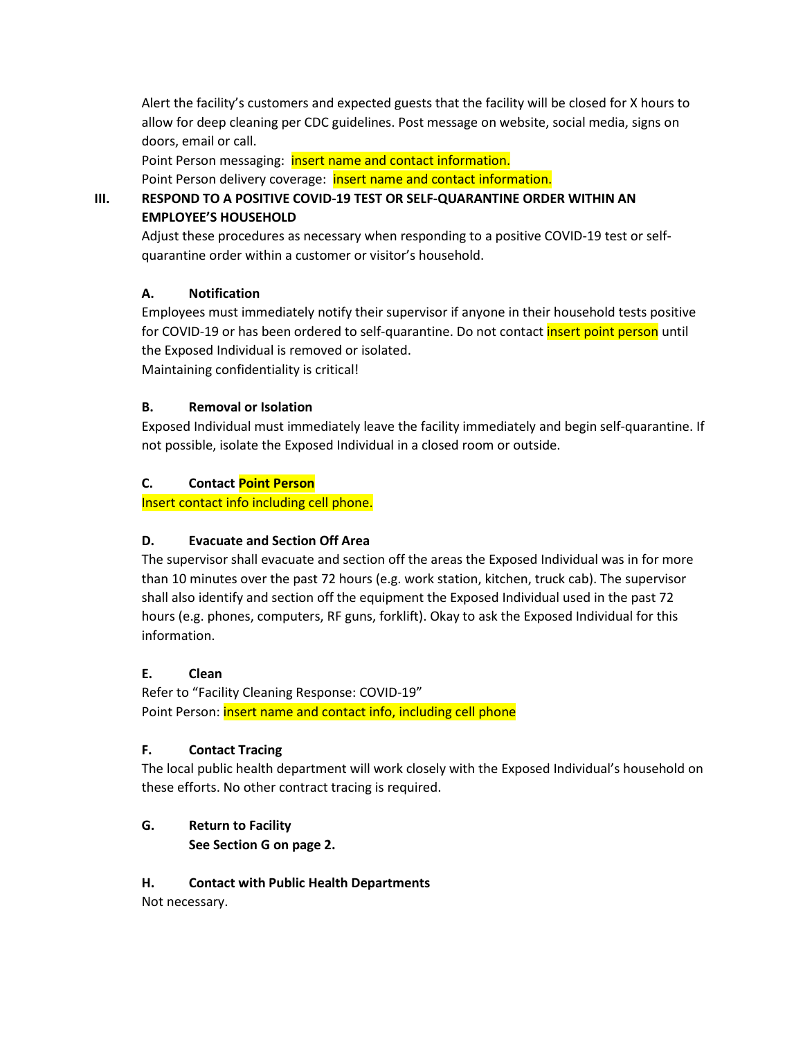Alert the facility's customers and expected guests that the facility will be closed for X hours to allow for deep cleaning per CDC guidelines. Post message on website, social media, signs on doors, email or call.

Point Person messaging: insert name and contact information.

Point Person delivery coverage: insert name and contact information.

## III. RESPOND TO A POSITIVE COVID-19 TEST OR SELF-QUARANTINE ORDER WITHIN AN EMPLOYEE'S HOUSEHOLD

Adjust these procedures as necessary when responding to a positive COVID-19 test or self-quarantine order within a customer or visitor's household.

### A. Notification

Employees must immediately notify their supervisor if anyone in their household tests positive for COVID-19 or has been ordered to self-quarantine. Do not contact insert point person until the Exposed Individual is removed or isolated.

Maintaining confidentiality is critical!

### B. Removal or Isolation

Exposed Individual must immediately leave the facility immediately and begin self-quarantine. If not possible, isolate the Exposed Individual in a closed room or outside.

### C. Contact Point Person

Insert contact info including cell phone.

### D. Evacuate and Section Off Area

The supervisor shall evacuate and section off the areas the Exposed Individual was in for more than 10 minutes over the past 72 hours (e.g. work station, kitchen, truck cab). The supervisor shall also identify and section off the equipment the Exposed Individual used in the past 72 hours (e.g. phones, computers, RF guns, forklift). Okay to ask the Exposed Individual for this information.

### E. Clean

Refer to "Facility Cleaning Response: COVID-19"

Point Person: insert name and contact info, including cell phone

### F. Contact Tracing

The local public health department will work closely with the Exposed Individual's household on these efforts. No other contract tracing is required.

### G. Return to Facility

**See Section G on page 2.**

### H. Contact with Public Health Departments

Not necessary.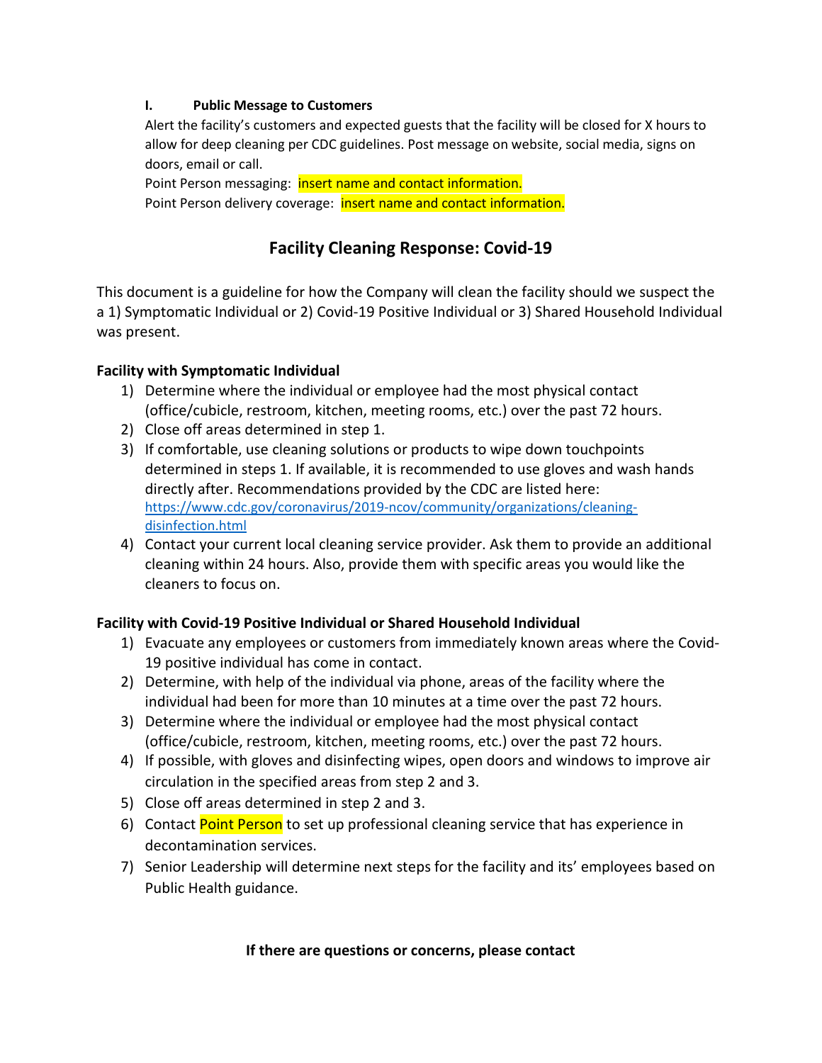**I. Public Message to Customers**

Alert the facility's customers and expected guests that the facility will be closed for X hours to allow for deep cleaning per CDC guidelines. Post message on website, social media, signs on doors, email or call.

Point Person messaging: insert name and contact information.

Point Person delivery coverage: insert name and contact information.

## Facility Cleaning Response: Covid-19

This document is a guideline for how the Company will clean the facility should we suspect the a 1) Symptomatic Individual or 2) Covid-19 Positive Individual or 3) Shared Household Individual was present.

**Facility with Symptomatic Individual**

1) Determine where the individual or employee had the most physical contact (office/cubicle, restroom, kitchen, meeting rooms, etc.) over the past 72 hours.
2) Close off areas determined in step 1.
3) If comfortable, use cleaning solutions or products to wipe down touchpoints determined in steps 1. If available, it is recommended to use gloves and wash hands directly after. Recommendations provided by the CDC are listed here: https://www.cdc.gov/coronavirus/2019-ncov/community/organizations/cleaning-disinfection.html
4) Contact your current local cleaning service provider. Ask them to provide an additional cleaning within 24 hours. Also, provide them with specific areas you would like the cleaners to focus on.

**Facility with Covid-19 Positive Individual or Shared Household Individual**

1) Evacuate any employees or customers from immediately known areas where the Covid-19 positive individual has come in contact.
2) Determine, with help of the individual via phone, areas of the facility where the individual had been for more than 10 minutes at a time over the past 72 hours.
3) Determine where the individual or employee had the most physical contact (office/cubicle, restroom, kitchen, meeting rooms, etc.) over the past 72 hours.
4) If possible, with gloves and disinfecting wipes, open doors and windows to improve air circulation in the specified areas from step 2 and 3.
5) Close off areas determined in step 2 and 3.
6) Contact Point Person to set up professional cleaning service that has experience in decontamination services.
7) Senior Leadership will determine next steps for the facility and its' employees based on Public Health guidance.

**If there are questions or concerns, please contact**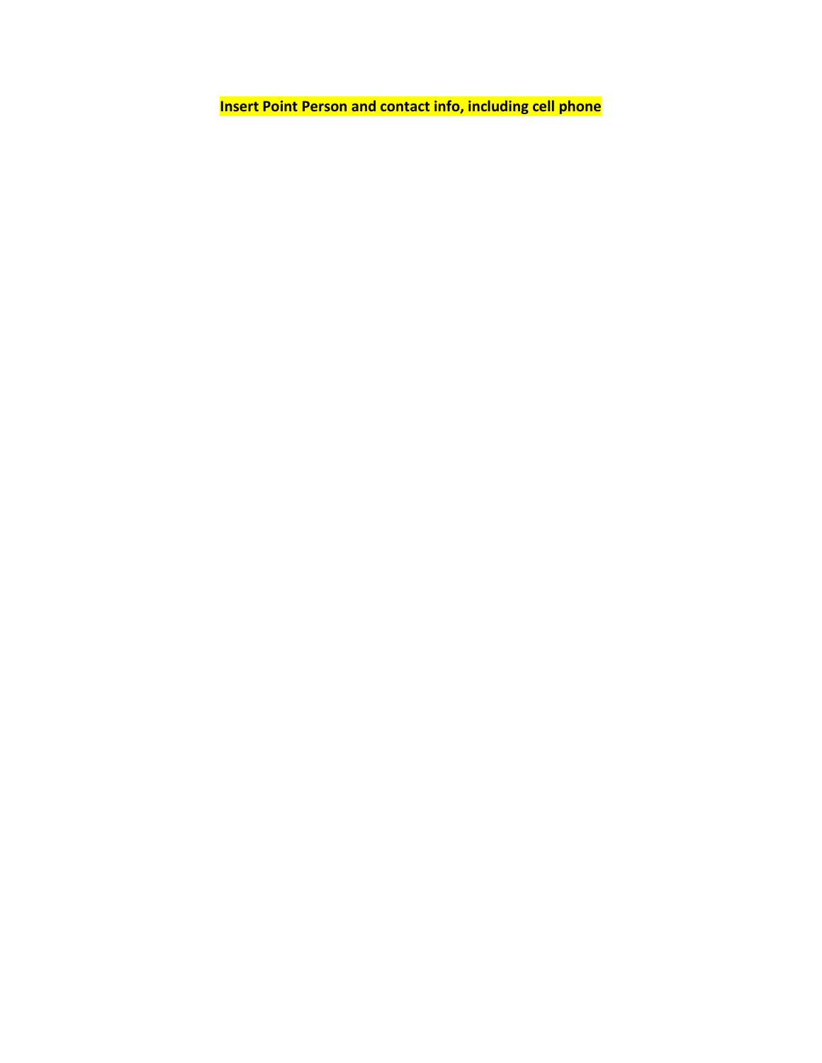**Insert Point Person and contact info, including cell phone**